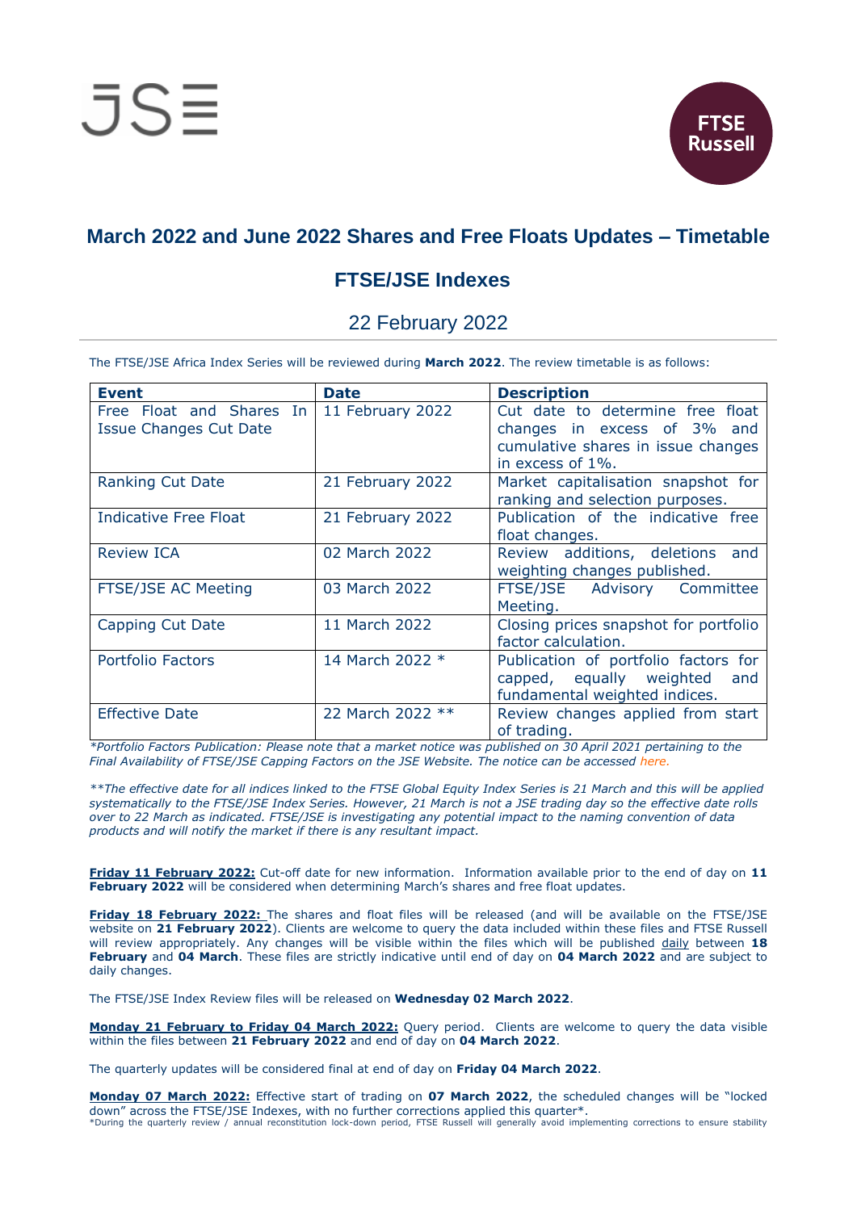# March 2022 and June 2022 Shares and Free Floats Updates – Timetable

## FTSE/JSE Indexes

22 February 2022

The FTSE/JSE Africa Index Series will be reviewed during **March 2022**. The review timetable is as follows:

| Event | Date | Description |
|---|---|---|
| Free Float and Shares In Issue Changes Cut Date | 11 February 2022 | Cut date to determine free float changes in excess of 3% and cumulative shares in issue changes in excess of 1%. |
| Ranking Cut Date | 21 February 2022 | Market capitalisation snapshot for ranking and selection purposes. |
| Indicative Free Float | 21 February 2022 | Publication of the indicative free float changes. |
| Review ICA | 02 March 2022 | Review additions, deletions and weighting changes published. |
| FTSE/JSE AC Meeting | 03 March 2022 | FTSE/JSE Advisory Committee Meeting. |
| Capping Cut Date | 11 March 2022 | Closing prices snapshot for portfolio factor calculation. |
| Portfolio Factors | 14 March 2022 * | Publication of portfolio factors for capped, equally weighted and fundamental weighted indices. |
| Effective Date | 22 March 2022 ** | Review changes applied from start of trading. |

*\*Portfolio Factors Publication: Please note that a market notice was published on 30 April 2021 pertaining to the Final Availability of FTSE/JSE Capping Factors on the JSE Website. The notice can be accessed here.*

*\*\*The effective date for all indices linked to the FTSE Global Equity Index Series is 21 March and this will be applied systematically to the FTSE/JSE Index Series. However, 21 March is not a JSE trading day so the effective date rolls over to 22 March as indicated. FTSE/JSE is investigating any potential impact to the naming convention of data products and will notify the market if there is any resultant impact.*

**Friday 11 February 2022:** Cut-off date for new information. Information available prior to the end of day on **11 February 2022** will be considered when determining March's shares and free float updates.

**Friday 18 February 2022:** The shares and float files will be released (and will be available on the FTSE/JSE website on **21 February 2022**). Clients are welcome to query the data included within these files and FTSE Russell will review appropriately. Any changes will be visible within the files which will be published daily between **18 February** and **04 March**. These files are strictly indicative until end of day on **04 March 2022** and are subject to daily changes.

The FTSE/JSE Index Review files will be released on **Wednesday 02 March 2022**.

**Monday 21 February to Friday 04 March 2022:** Query period. Clients are welcome to query the data visible within the files between **21 February 2022** and end of day on **04 March 2022**.

The quarterly updates will be considered final at end of day on **Friday 04 March 2022**.

**Monday 07 March 2022:** Effective start of trading on **07 March 2022**, the scheduled changes will be "locked down" across the FTSE/JSE Indexes, with no further corrections applied this quarter*.

*During the quarterly review / annual reconstitution lock-down period, FTSE Russell will generally avoid implementing corrections to ensure stability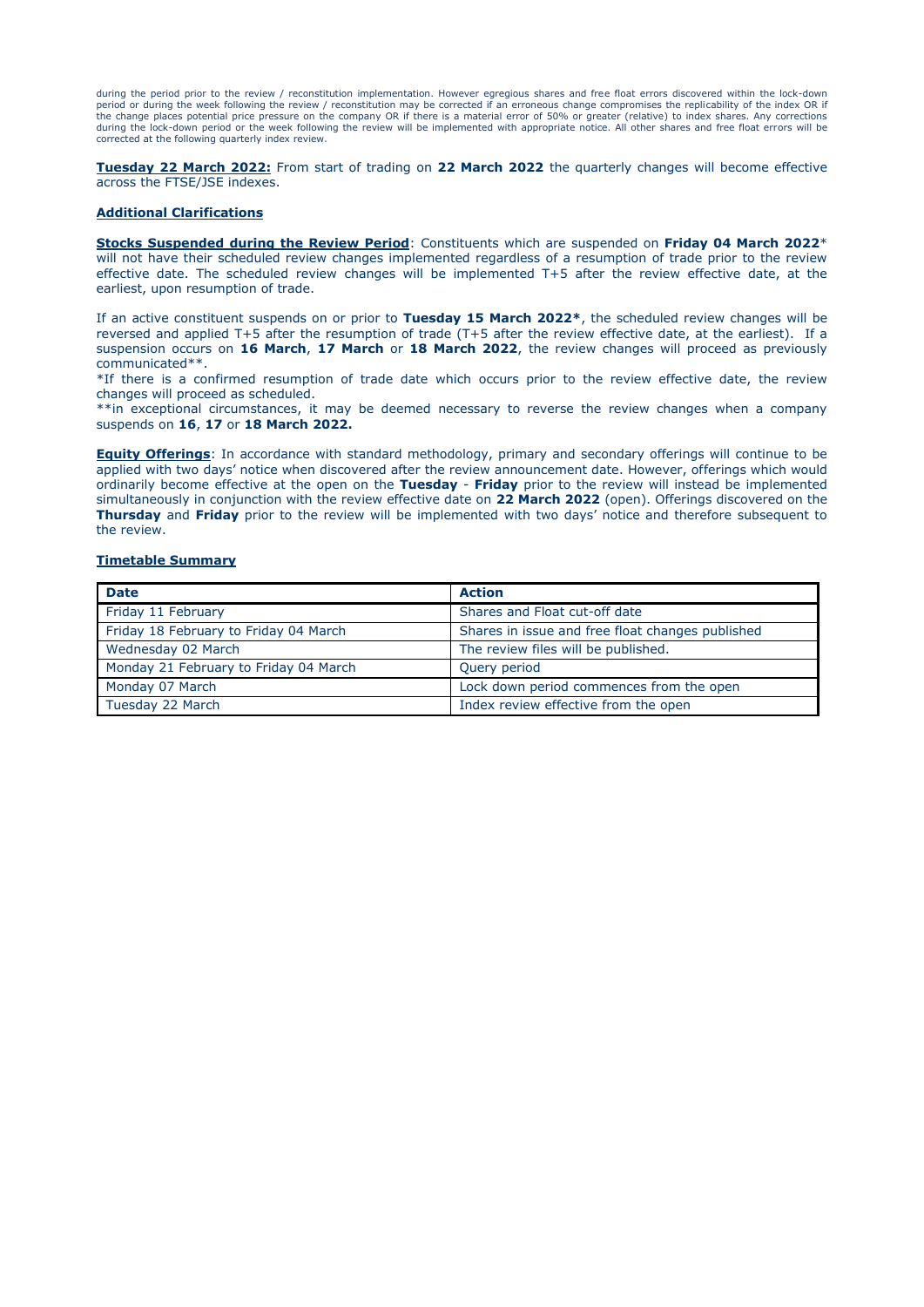during the period prior to the review / reconstitution implementation. However egregious shares and free float errors discovered within the lock-down period or during the week following the review / reconstitution may be corrected if an erroneous change compromises the replicability of the index OR if the change places potential price pressure on the company OR if there is a material error of 50% or greater (relative) to index shares. Any corrections during the lock-down period or the week following the review will be implemented with appropriate notice. All other shares and free float errors will be corrected at the following quarterly index review.

**Tuesday 22 March 2022:** From start of trading on **22 March 2022** the quarterly changes will become effective across the FTSE/JSE indexes.

**Additional Clarifications**

**Stocks Suspended during the Review Period**: Constituents which are suspended on **Friday 04 March 2022**\* will not have their scheduled review changes implemented regardless of a resumption of trade prior to the review effective date. The scheduled review changes will be implemented T+5 after the review effective date, at the earliest, upon resumption of trade.

If an active constituent suspends on or prior to **Tuesday 15 March 2022\***, the scheduled review changes will be reversed and applied T+5 after the resumption of trade (T+5 after the review effective date, at the earliest). If a suspension occurs on **16 March**, **17 March** or **18 March 2022**, the review changes will proceed as previously communicated\*\*.

\*If there is a confirmed resumption of trade date which occurs prior to the review effective date, the review changes will proceed as scheduled.

\*\*in exceptional circumstances, it may be deemed necessary to reverse the review changes when a company suspends on **16**, **17** or **18 March 2022.**

**Equity Offerings**: In accordance with standard methodology, primary and secondary offerings will continue to be applied with two days' notice when discovered after the review announcement date. However, offerings which would ordinarily become effective at the open on the **Tuesday** - **Friday** prior to the review will instead be implemented simultaneously in conjunction with the review effective date on **22 March 2022** (open). Offerings discovered on the **Thursday** and **Friday** prior to the review will be implemented with two days' notice and therefore subsequent to the review.

**Timetable Summary**

| Date | Action |
|---|---|
| Friday 11 February | Shares and Float cut-off date |
| Friday 18 February to Friday 04 March | Shares in issue and free float changes published |
| Wednesday 02 March | The review files will be published. |
| Monday 21 February to Friday 04 March | Query period |
| Monday 07 March | Lock down period commences from the open |
| Tuesday 22 March | Index review effective from the open |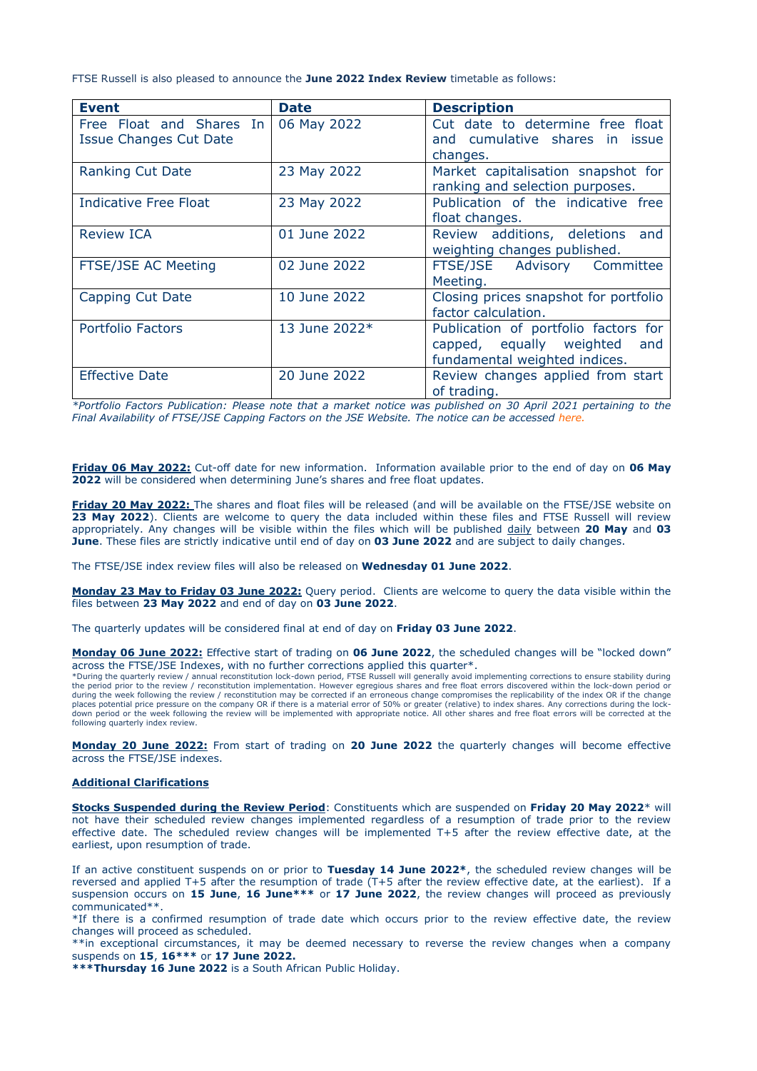FTSE Russell is also pleased to announce the **June 2022 Index Review** timetable as follows:

| **Event** | **Date** | **Description** |
|---|---|---|
| Free Float and Shares In Issue Changes Cut Date | 06 May 2022 | Cut date to determine free float and cumulative shares in issue changes. |
| Ranking Cut Date | 23 May 2022 | Market capitalisation snapshot for ranking and selection purposes. |
| Indicative Free Float | 23 May 2022 | Publication of the indicative free float changes. |
| Review ICA | 01 June 2022 | Review additions, deletions and weighting changes published. |
| FTSE/JSE AC Meeting | 02 June 2022 | FTSE/JSE Advisory Committee Meeting. |
| Capping Cut Date | 10 June 2022 | Closing prices snapshot for portfolio factor calculation. |
| Portfolio Factors | 13 June 2022* | Publication of portfolio factors for capped, equally weighted and fundamental weighted indices. |
| Effective Date | 20 June 2022 | Review changes applied from start of trading. |

*\*Portfolio Factors Publication: Please note that a market notice was published on 30 April 2021 pertaining to the Final Availability of FTSE/JSE Capping Factors on the JSE Website. The notice can be accessed here.*

**Friday 06 May 2022:** Cut-off date for new information. Information available prior to the end of day on **06 May 2022** will be considered when determining June's shares and free float updates.

**Friday 20 May 2022:** The shares and float files will be released (and will be available on the FTSE/JSE website on **23 May 2022**). Clients are welcome to query the data included within these files and FTSE Russell will review appropriately. Any changes will be visible within the files which will be published daily between **20 May** and **03 June**. These files are strictly indicative until end of day on **03 June 2022** and are subject to daily changes.

The FTSE/JSE index review files will also be released on **Wednesday 01 June 2022**.

**Monday 23 May to Friday 03 June 2022:** Query period. Clients are welcome to query the data visible within the files between **23 May 2022** and end of day on **03 June 2022**.

The quarterly updates will be considered final at end of day on **Friday 03 June 2022**.

**Monday 06 June 2022:** Effective start of trading on **06 June 2022**, the scheduled changes will be "locked down" across the FTSE/JSE Indexes, with no further corrections applied this quarter*.

*During the quarterly review / annual reconstitution lock-down period, FTSE Russell will generally avoid implementing corrections to ensure stability during the period prior to the review / reconstitution implementation. However egregious shares and free float errors discovered within the lock-down period or during the week following the review / reconstitution may be corrected if an erroneous change compromises the replicability of the index OR if the change places potential price pressure on the company OR if there is a material error of 50% or greater (relative) to index shares. Any corrections during the lock-down period or the week following the review will be implemented with appropriate notice. All other shares and free float errors will be corrected at the following quarterly index review.

**Monday 20 June 2022:** From start of trading on **20 June 2022** the quarterly changes will become effective across the FTSE/JSE indexes.

**Additional Clarifications**

**Stocks Suspended during the Review Period**: Constituents which are suspended on **Friday 20 May 2022*** will not have their scheduled review changes implemented regardless of a resumption of trade prior to the review effective date. The scheduled review changes will be implemented T+5 after the review effective date, at the earliest, upon resumption of trade.

If an active constituent suspends on or prior to **Tuesday 14 June 2022***, the scheduled review changes will be reversed and applied T+5 after the resumption of trade (T+5 after the review effective date, at the earliest). If a suspension occurs on **15 June**, **16 June***** or **17 June 2022**, the review changes will proceed as previously communicated**.

*If there is a confirmed resumption of trade date which occurs prior to the review effective date, the review changes will proceed as scheduled.

**in exceptional circumstances, it may be deemed necessary to reverse the review changes when a company suspends on **15**, **16***** or **17 June 2022.**

*****Thursday 16 June 2022** is a South African Public Holiday.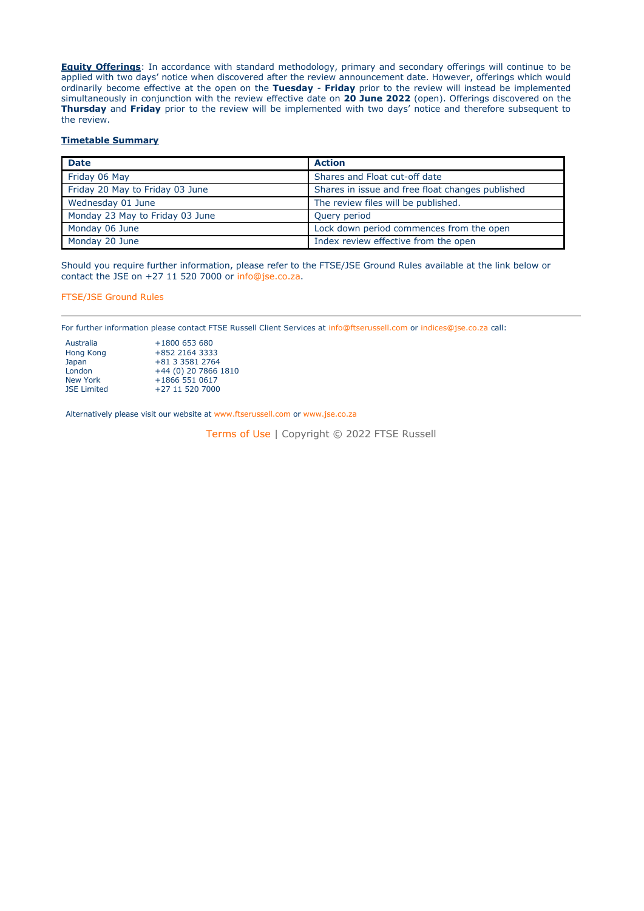**Equity Offerings**: In accordance with standard methodology, primary and secondary offerings will continue to be applied with two days' notice when discovered after the review announcement date. However, offerings which would ordinarily become effective at the open on the **Tuesday** - **Friday** prior to the review will instead be implemented simultaneously in conjunction with the review effective date on **20 June 2022** (open). Offerings discovered on the **Thursday** and **Friday** prior to the review will be implemented with two days' notice and therefore subsequent to the review.

**Timetable Summary**

| Date | Action |
|---|---|
| Friday 06 May | Shares and Float cut-off date |
| Friday 20 May to Friday 03 June | Shares in issue and free float changes published |
| Wednesday 01 June | The review files will be published. |
| Monday 23 May to Friday 03 June | Query period |
| Monday 06 June | Lock down period commences from the open |
| Monday 20 June | Index review effective from the open |

Should you require further information, please refer to the FTSE/JSE Ground Rules available at the link below or contact the JSE on +27 11 520 7000 or info@jse.co.za.

FTSE/JSE Ground Rules

---

For further information please contact FTSE Russell Client Services at info@ftserussell.com or indices@jse.co.za call:

| | |
|---|---|
| Australia | +1800 653 680 |
| Hong Kong | +852 2164 3333 |
| Japan | +81 3 3581 2764 |
| London | +44 (0) 20 7866 1810 |
| New York | +1866 551 0617 |
| JSE Limited | +27 11 520 7000 |

Alternatively please visit our website at www.ftserussell.com or www.jse.co.za

Terms of Use | Copyright © 2022 FTSE Russell